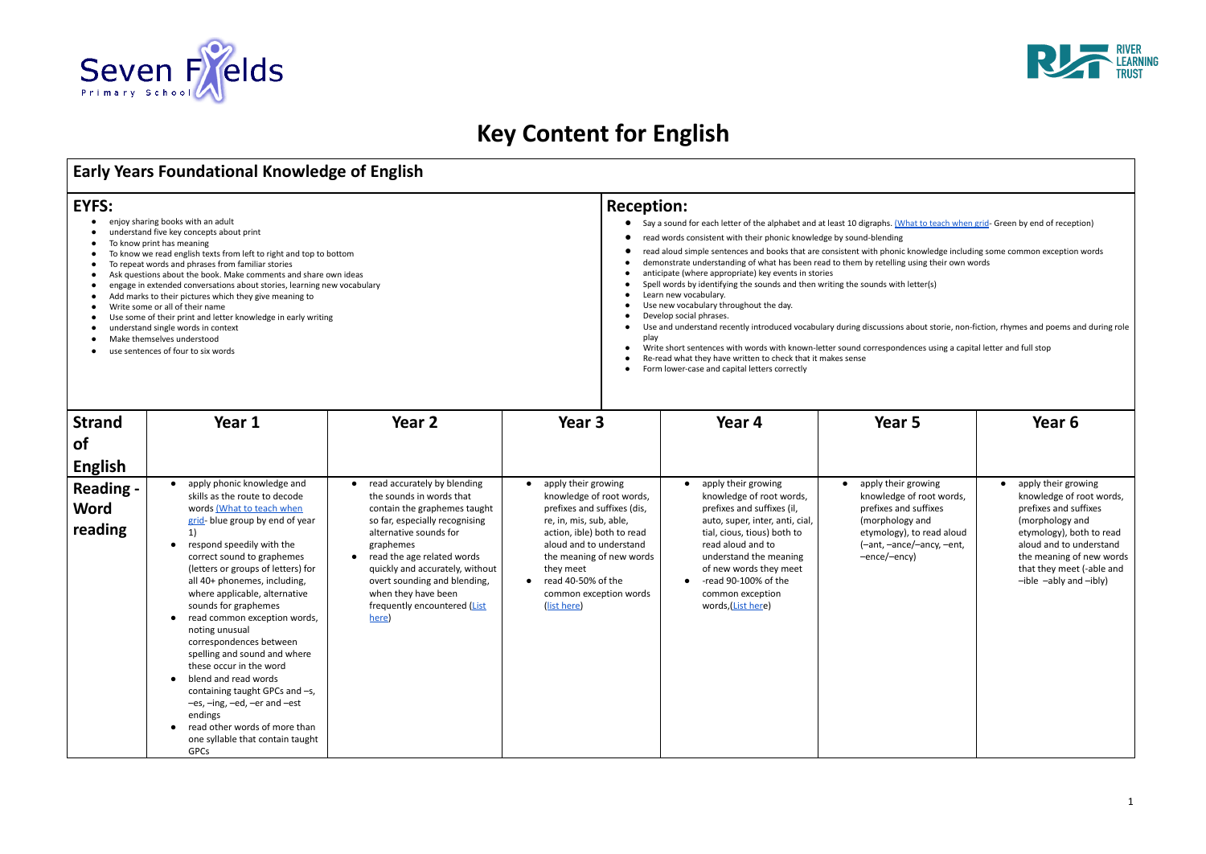# Key Content for English

## Early Years Foundational Knowledge of English

### EYFS:

- enjoy sharing books with an adult
- understand five key concepts about print
- To know print has meaning
- To know we read english texts from left to right and top to bottom
- To repeat words and phrases from familiar stories
- Ask questions about the book. Make comments and share own ideas
- engage in extended conversations about stories, learning new vocabulary
- Add marks to their pictures which they give meaning to
- Write some or all of their name
- Use some of their print and letter knowledge in early writing
- understand single words in context
- Make themselves understood
- use sentences of four to six words

### Reception:

- Say a sound for each letter of the alphabet and at least 10 digraphs. (What to teach when grid- Green by end of reception)
- read words consistent with their phonic knowledge by sound-blending
- read aloud simple sentences and books that are consistent with phonic knowledge including some common exception words
- demonstrate understanding of what has been read to them by retelling using their own words
- anticipate (where appropriate) key events in stories
- Spell words by identifying the sounds and then writing the sounds with letter(s)
- Learn new vocabulary.
- Use new vocabulary throughout the day.
- Develop social phrases.
- Use and understand recently introduced vocabulary during discussions about storie, non-fiction, rhymes and poems and during role play
- Write short sentences with words with known-letter sound correspondences using a capital letter and full stop
- Re-read what they have written to check that it makes sense
- Form lower-case and capital letters correctly

| Strand of English | Year 1 | Year 2 | Year 3 | Year 4 | Year 5 | Year 6 |
|---|---|---|---|---|---|---|
| **Reading - Word reading** | • apply phonic knowledge and skills as the route to decode words (What to teach when grid- blue group by end of year 1)<br>• respond speedily with the correct sound to graphemes (letters or groups of letters) for all 40+ phonemes, including, where applicable, alternative sounds for graphemes<br>• read common exception words, noting unusual correspondences between spelling and sound and where these occur in the word<br>• blend and read words containing taught GPCs and –s, –es, –ing, –ed, –er and –est endings<br>• read other words of more than one syllable that contain taught GPCs | • read accurately by blending the sounds in words that contain the graphemes taught so far, especially recognising alternative sounds for graphemes<br>• read the age related words quickly and accurately, without overt sounding and blending, when they have been frequently encountered (List here) | • apply their growing knowledge of root words, prefixes and suffixes (dis, re, in, mis, sub, able, action, ible) both to read aloud and to understand the meaning of new words they meet<br>• read 40-50% of the common exception words (list here) | • apply their growing knowledge of root words, prefixes and suffixes (il, auto, super, inter, anti, cial, tial, cious, tious) both to read aloud and to understand the meaning of new words they meet<br>• -read 90-100% of the common exception words,(List here) | • apply their growing knowledge of root words, prefixes and suffixes (morphology and etymology), to read aloud (–ant, –ance/–ancy, –ent, –ence/–ency) | • apply their growing knowledge of root words, prefixes and suffixes (morphology and etymology), both to read aloud and to understand the meaning of new words that they meet (-able and –ible –ably and –ibly) |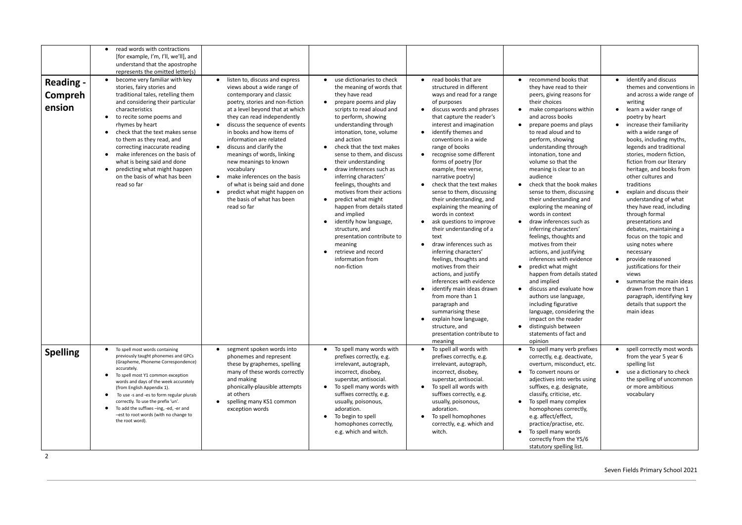| | | | | | | |
|---|---|---|---|---|---|---|
| | • read words with contractions [for example, I'm, I'll, we'll], and understand that the apostrophe represents the omitted letter(s) | | | | | |
| **Reading - Comprehension** | • become very familiar with key stories, fairy stories and traditional tales, retelling them and considering their particular characteristics<br>• to recite some poems and rhymes by heart<br>• check that the text makes sense to them as they read, and correcting inaccurate reading<br>• make inferences on the basis of what is being said and done<br>• predicting what might happen on the basis of what has been read so far | • listen to, discuss and express views about a wide range of contemporary and classic poetry, stories and non-fiction at a level beyond that at which they can read independently<br>• discuss the sequence of events in books and how items of information are related<br>• discuss and clarify the meanings of words, linking new meanings to known vocabulary<br>• make inferences on the basis of what is being said and done<br>• predict what might happen on the basis of what has been read so far | • use dictionaries to check the meaning of words that they have read<br>• prepare poems and play scripts to read aloud and to perform, showing understanding through intonation, tone, volume and action<br>• check that the text makes sense to them, and discuss their understanding<br>• draw inferences such as inferring characters' feelings, thoughts and motives from their actions<br>• predict what might happen from details stated and implied<br>• identify how language, structure, and presentation contribute to meaning<br>• retrieve and record information from non-fiction | • read books that are structured in different ways and read for a range of purposes<br>• discuss words and phrases that capture the reader's interest and imagination<br>• identify themes and conventions in a wide range of books<br>• recognise some different forms of poetry [for example, free verse, narrative poetry]<br>• check that the text makes sense to them, discussing their understanding, and explaining the meaning of words in context<br>• ask questions to improve their understanding of a text<br>• draw inferences such as inferring characters' feelings, thoughts and motives from their actions, and justify inferences with evidence<br>• identify main ideas drawn from more than 1 paragraph and summarising these<br>• explain how language, structure, and presentation contribute to meaning | • recommend books that they have read to their peers, giving reasons for their choices<br>• make comparisons within and across books<br>• prepare poems and plays to read aloud and to perform, showing understanding through intonation, tone and volume so that the meaning is clear to an audience<br>• check that the book makes sense to them, discussing their understanding and exploring the meaning of words in context<br>• draw inferences such as inferring characters' feelings, thoughts and motives from their actions, and justifying inferences with evidence<br>• predict what might happen from details stated and implied<br>• discuss and evaluate how authors use language, including figurative language, considering the impact on the reader<br>• distinguish between statements of fact and opinion | • identify and discuss themes and conventions in and across a wide range of writing<br>• learn a wider range of poetry by heart<br>• increase their familiarity with a wide range of books, including myths, legends and traditional stories, modern fiction, fiction from our literary heritage, and books from other cultures and traditions<br>• explain and discuss their understanding of what they have read, including through formal presentations and debates, maintaining a focus on the topic and using notes where necessary<br>• provide reasoned justifications for their views<br>• summarise the main ideas drawn from more than 1 paragraph, identifying key details that support the main ideas |
| **Spelling** | • To spell most words containing previously taught phonemes and GPCs (Grapheme, Phoneme Correspondence) accurately.<br>• To spell most Y1 common exception words and days of the week accurately (from English Appendix 1).<br>• To use -s and -es to form regular plurals correctly. To use the prefix 'un'.<br>• To add the suffixes –ing, -ed, -er and –est to root words (with no change to the root word). | • segment spoken words into phonemes and represent these by graphemes, spelling many of these words correctly and making phonically-plausible attempts at others<br>• spelling many KS1 common exception words | • To spell many words with prefixes correctly, e.g. irrelevant, autograph, incorrect, disobey, superstar, antisocial.<br>• To spell many words with suffixes correctly, e.g. usually, poisonous, adoration.<br>• To begin to spell homophones correctly, e.g. which and witch. | • To spell all words with prefixes correctly, e.g. irrelevant, autograph, incorrect, disobey, superstar, antisocial.<br>• To spell all words with suffixes correctly, e.g. usually, poisonous, adoration.<br>• To spell homophones correctly, e.g. which and witch. | • To spell many verb prefixes correctly, e.g. deactivate, overturn, misconduct, etc.<br>• To convert nouns or adjectives into verbs using suffixes, e.g. designate, classify, criticise, etc.<br>• To spell many complex homophones correctly, e.g. affect/effect, practice/practise, etc.<br>• To spell many words correctly from the Y5/6 statutory spelling list. | • spell correctly most words from the year 5 year 6 spelling list<br>• use a dictionary to check the spelling of uncommon or more ambitious vocabulary |

Seven Fields Primary School 2021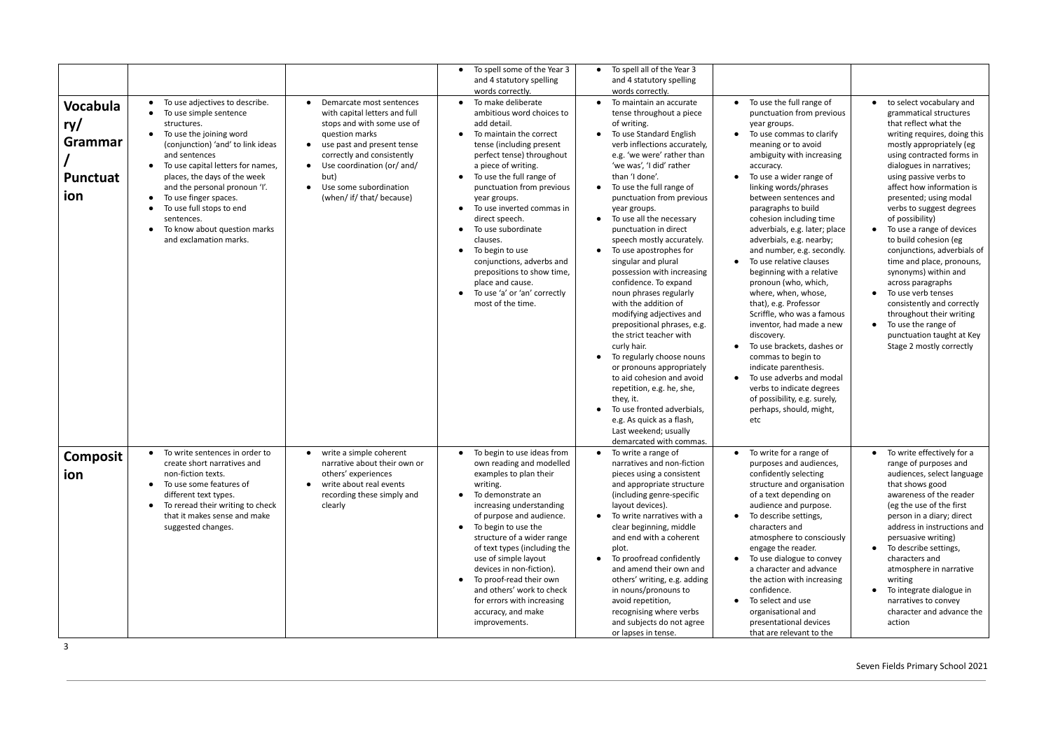| | | | | | | |
|---|---|---|---|---|---|---|
| | | | • To spell some of the Year 3 and 4 statutory spelling words correctly. | • To spell all of the Year 3 and 4 statutory spelling words correctly. | | |
| **Vocabulary/ Grammar / Punctuation** | • To use adjectives to describe.<br>• To use simple sentence structures.<br>• To use the joining word (conjunction) 'and' to link ideas and sentences<br>• To use capital letters for names, places, the days of the week and the personal pronoun 'I'.<br>• To use finger spaces.<br>• To use full stops to end sentences.<br>• To know about question marks and exclamation marks. | • Demarcate most sentences with capital letters and full stops and with some use of question marks<br>• use past and present tense correctly and consistently<br>• Use coordination (or/ and/ but)<br>• Use some subordination (when/ if/ that/ because) | • To make deliberate ambitious word choices to add detail.<br>• To maintain the correct tense (including present perfect tense) throughout a piece of writing.<br>• To use the full range of punctuation from previous year groups.<br>• To use inverted commas in direct speech.<br>• To use subordinate clauses.<br>• To begin to use conjunctions, adverbs and prepositions to show time, place and cause.<br>• To use 'a' or 'an' correctly most of the time. | • To maintain an accurate tense throughout a piece of writing.<br>• To use Standard English verb inflections accurately, e.g. 'we were' rather than 'we was', 'I did' rather than 'I done'.<br>• To use the full range of punctuation from previous year groups.<br>• To use all the necessary punctuation in direct speech mostly accurately.<br>• To use apostrophes for singular and plural possession with increasing confidence. To expand noun phrases regularly with the addition of modifying adjectives and prepositional phrases, e.g. the strict teacher with curly hair.<br>• To regularly choose nouns or pronouns appropriately to aid cohesion and avoid repetition, e.g. he, she, they, it.<br>• To use fronted adverbials, e.g. As quick as a flash, Last weekend; usually demarcated with commas. | • To use the full range of punctuation from previous year groups.<br>• To use commas to clarify meaning or to avoid ambiguity with increasing accuracy.<br>• To use a wider range of linking words/phrases between sentences and paragraphs to build cohesion including time adverbials, e.g. later; place adverbials, e.g. nearby; and number, e.g. secondly.<br>• To use relative clauses beginning with a relative pronoun (who, which, where, when, whose, that), e.g. Professor Scriffle, who was a famous inventor, had made a new discovery.<br>• To use brackets, dashes or commas to begin to indicate parenthesis.<br>• To use adverbs and modal verbs to indicate degrees of possibility, e.g. surely, perhaps, should, might, etc | • to select vocabulary and grammatical structures that reflect what the writing requires, doing this mostly appropriately (eg using contracted forms in dialogues in narratives; using passive verbs to affect how information is presented; using modal verbs to suggest degrees of possibility)<br>• To use a range of devices to build cohesion (eg conjunctions, adverbials of time and place, pronouns, synonyms) within and across paragraphs<br>• To use verb tenses consistently and correctly throughout their writing<br>• To use the range of punctuation taught at Key Stage 2 mostly correctly |
| **Composition** | • To write sentences in order to create short narratives and non-fiction texts.<br>• To use some features of different text types.<br>• To reread their writing to check that it makes sense and make suggested changes. | • write a simple coherent narrative about their own or others' experiences<br>• write about real events recording these simply and clearly | • To begin to use ideas from own reading and modelled examples to plan their writing.<br>• To demonstrate an increasing understanding of purpose and audience.<br>• To begin to use the structure of a wider range of text types (including the use of simple layout devices in non-fiction).<br>• To proof-read their own and others' work to check for errors with increasing accuracy, and make improvements. | • To write a range of narratives and non-fiction pieces using a consistent and appropriate structure (including genre-specific layout devices).<br>• To write narratives with a clear beginning, middle and end with a coherent plot.<br>• To proofread confidently and amend their own and others' writing, e.g. adding in nouns/pronouns to avoid repetition, recognising where verbs and subjects do not agree or lapses in tense. | • To write for a range of purposes and audiences, confidently selecting structure and organisation of a text depending on audience and purpose.<br>• To describe settings, characters and atmosphere to consciously engage the reader.<br>• To use dialogue to convey a character and advance the action with increasing confidence.<br>• To select and use organisational and presentational devices that are relevant to the | • To write effectively for a range of purposes and audiences, select language that shows good awareness of the reader (eg the use of the first person in a diary; direct address in instructions and persuasive writing)<br>• To describe settings, characters and atmosphere in narrative writing<br>• To integrate dialogue in narratives to convey character and advance the action |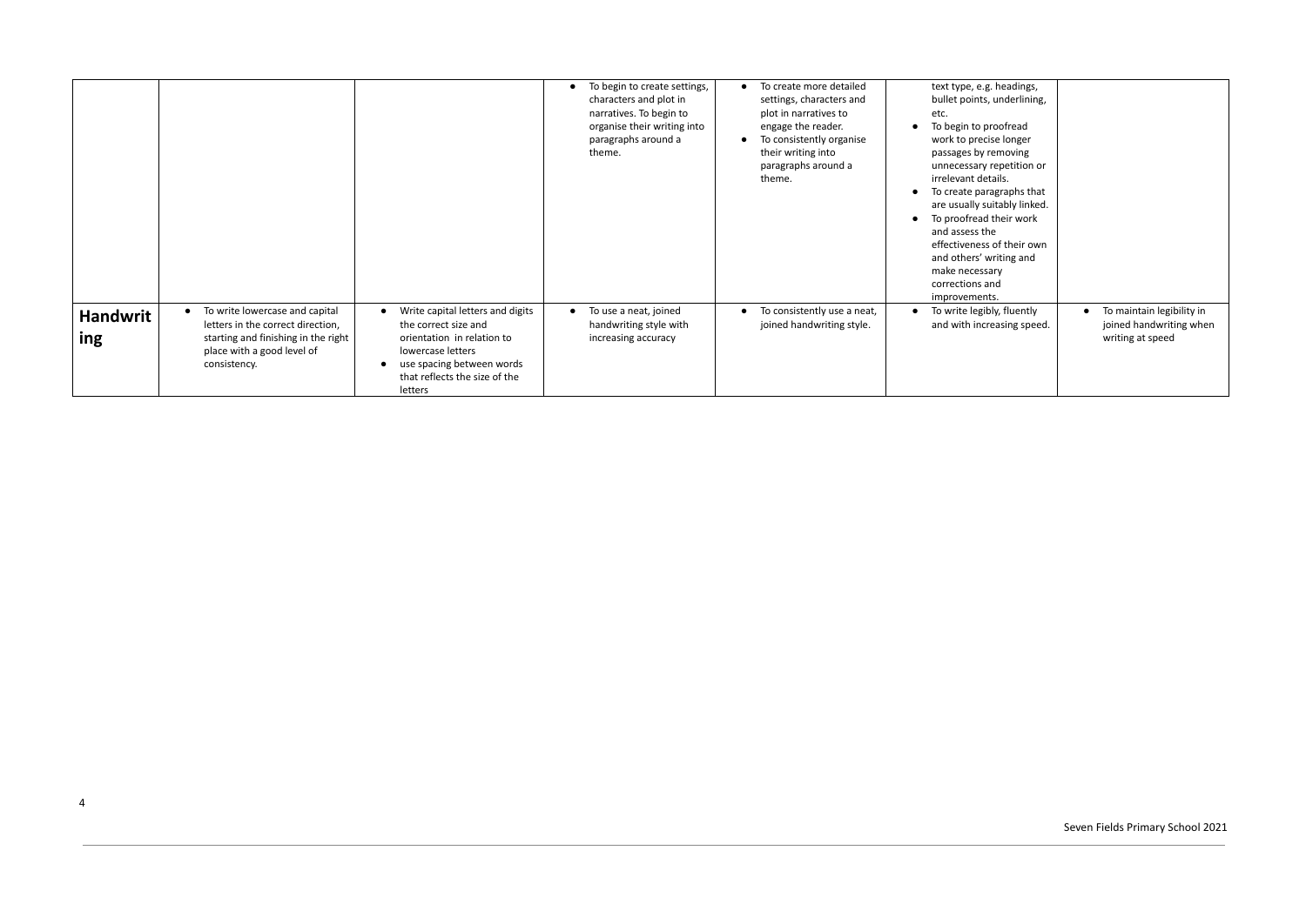| | | | | | | |
|---|---|---|---|---|---|---|
| | | | • To begin to create settings, characters and plot in narratives. To begin to organise their writing into paragraphs around a theme. | • To create more detailed settings, characters and plot in narratives to engage the reader.<br>• To consistently organise their writing into paragraphs around a theme. | text type, e.g. headings, bullet points, underlining, etc.<br>• To begin to proofread work to precise longer passages by removing unnecessary repetition or irrelevant details.<br>• To create paragraphs that are usually suitably linked.<br>• To proofread their work and assess the effectiveness of their own and others' writing and make necessary corrections and improvements. | |
| **Handwriting** | • To write lowercase and capital letters in the correct direction, starting and finishing in the right place with a good level of consistency. | • Write capital letters and digits the correct size and orientation in relation to lowercase letters<br>• use spacing between words that reflects the size of the letters | • To use a neat, joined handwriting style with increasing accuracy | • To consistently use a neat, joined handwriting style. | • To write legibly, fluently and with increasing speed. | • To maintain legibility in joined handwriting when writing at speed |

Seven Fields Primary School 2021